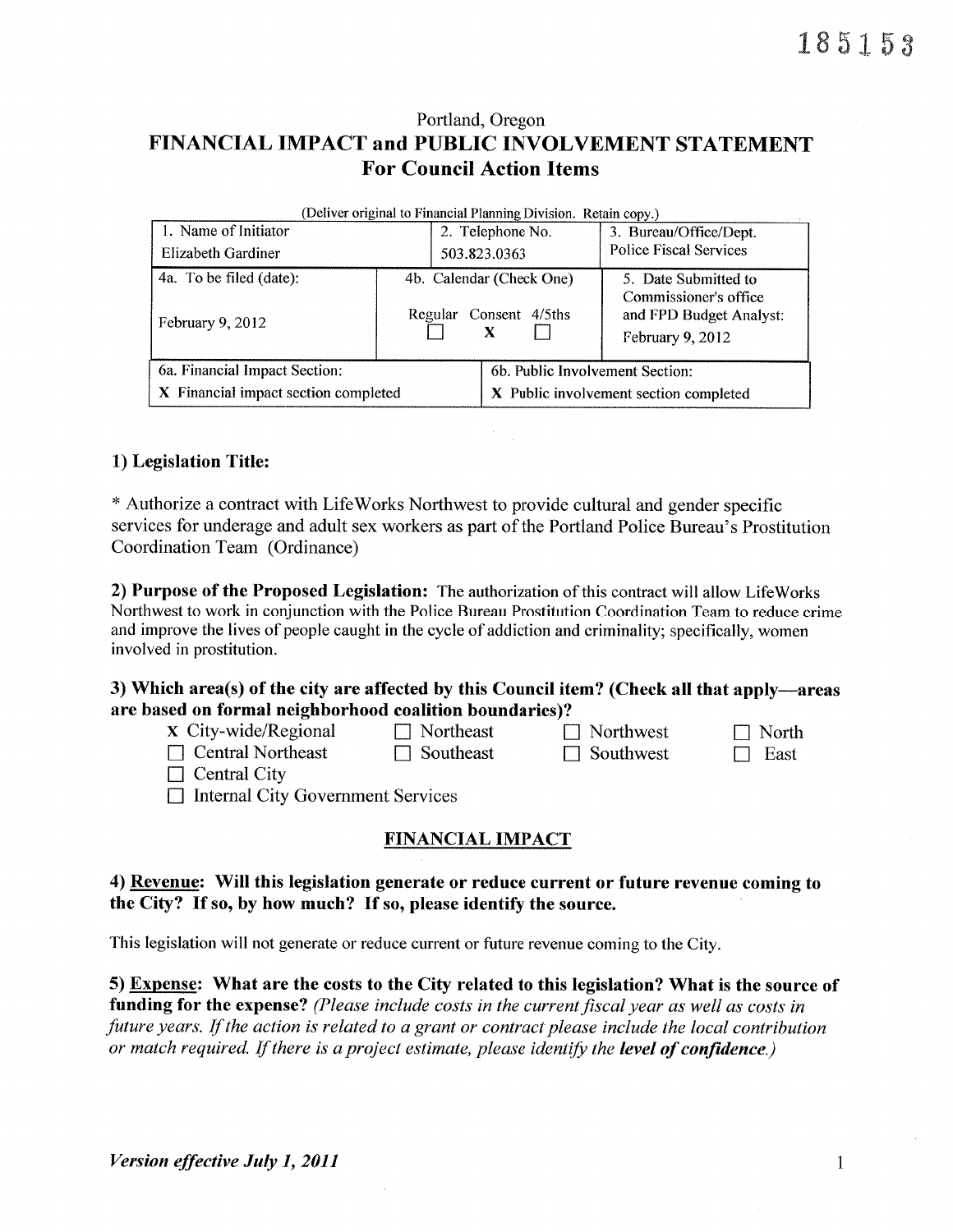185153

Portland, Oregon

# FINANCIAL IMPACT and PUBLIC INVOLVEMENT STATEMENT
## For Council Action Items

(Deliver original to Financial Planning Division. Retain copy.)

| 1. Name of Initiator | 2. Telephone No. | 3. Bureau/Office/Dept. |
|---|---|---|
| Elizabeth Gardiner | 503.823.0363 | Police Fiscal Services |
| 4a. To be filed (date): February 9, 2012 | 4b. Calendar (Check One) Regular ☐ Consent X 4/5ths ☐ | 5. Date Submitted to Commissioner's office and FPD Budget Analyst: February 9, 2012 |
| 6a. Financial Impact Section: X Financial impact section completed | 6b. Public Involvement Section: X Public involvement section completed | |

**1) Legislation Title:**

* Authorize a contract with LifeWorks Northwest to provide cultural and gender specific services for underage and adult sex workers as part of the Portland Police Bureau's Prostitution Coordination Team (Ordinance)

**2) Purpose of the Proposed Legislation:** The authorization of this contract will allow LifeWorks Northwest to work in conjunction with the Police Bureau Prostitution Coordination Team to reduce crime and improve the lives of people caught in the cycle of addiction and criminality; specifically, women involved in prostitution.

**3) Which area(s) of the city are affected by this Council item? (Check all that apply—areas are based on formal neighborhood coalition boundaries)?**

- X City-wide/Regional
- ☐ Northeast
- ☐ Northwest
- ☐ North
- ☐ Central Northeast
- ☐ Southeast
- ☐ Southwest
- ☐ East
- ☐ Central City
- ☐ Internal City Government Services

## FINANCIAL IMPACT

**4) Revenue: Will this legislation generate or reduce current or future revenue coming to the City? If so, by how much? If so, please identify the source.**

This legislation will not generate or reduce current or future revenue coming to the City.

**5) Expense: What are the costs to the City related to this legislation? What is the source of funding for the expense?** *(Please include costs in the current fiscal year as well as costs in future years. If the action is related to a grant or contract please include the local contribution or match required. If there is a project estimate, please identify the* ***level of confidence.****)*

*Version effective July 1, 2011*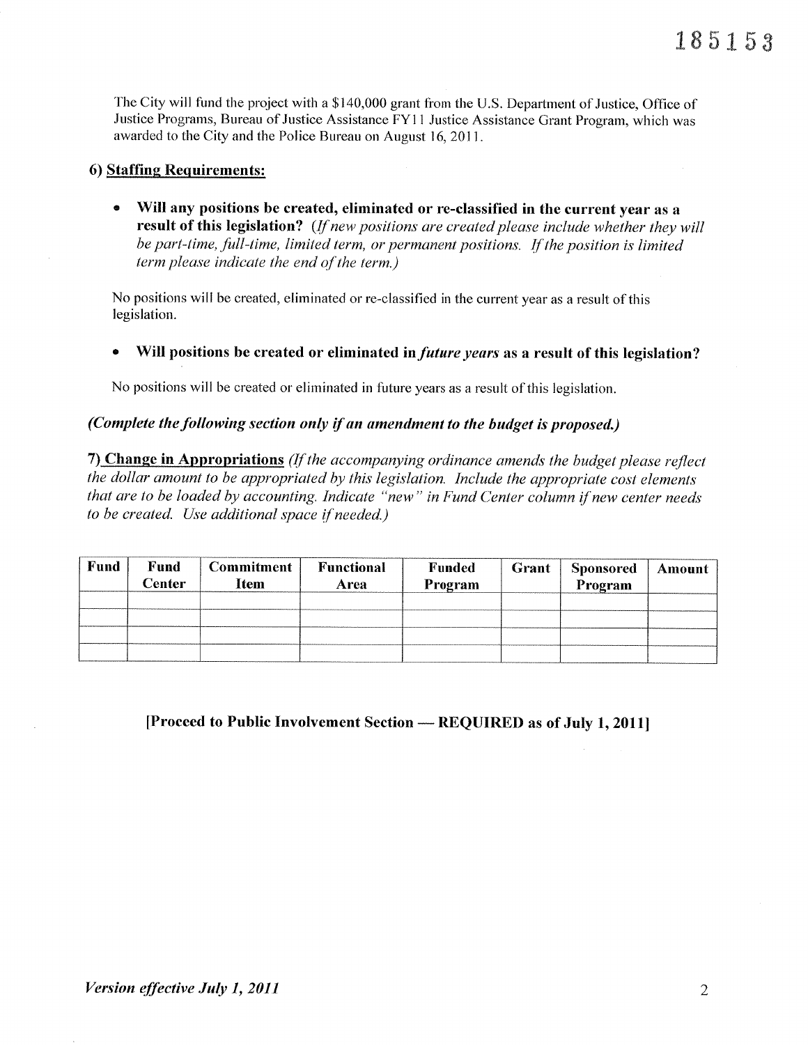185153

The City will fund the project with a $140,000 grant from the U.S. Department of Justice, Office of Justice Programs, Bureau of Justice Assistance FY11 Justice Assistance Grant Program, which was awarded to the City and the Police Bureau on August 16, 2011.

### 6) Staffing Requirements:

- **Will any positions be created, eliminated or re-classified in the current year as a result of this legislation?** *(If new positions are created please include whether they will be part-time, full-time, limited term, or permanent positions. If the position is limited term please indicate the end of the term.)*

No positions will be created, eliminated or re-classified in the current year as a result of this legislation.

- **Will positions be created or eliminated in *future years* as a result of this legislation?**

No positions will be created or eliminated in future years as a result of this legislation.

***(Complete the following section only if an amendment to the budget is proposed.)***

**7) Change in Appropriations** *(If the accompanying ordinance amends the budget please reflect the dollar amount to be appropriated by this legislation. Include the appropriate cost elements that are to be loaded by accounting. Indicate "new" in Fund Center column if new center needs to be created. Use additional space if needed.)*

| Fund | Fund Center | Commitment Item | Functional Area | Funded Program | Grant | Sponsored Program | Amount |
|---|---|---|---|---|---|---|---|
| | | | | | | | |
| | | | | | | | |
| | | | | | | | |
| | | | | | | | |

**[Proceed to Public Involvement Section — REQUIRED as of July 1, 2011]**

***Version effective July 1, 2011***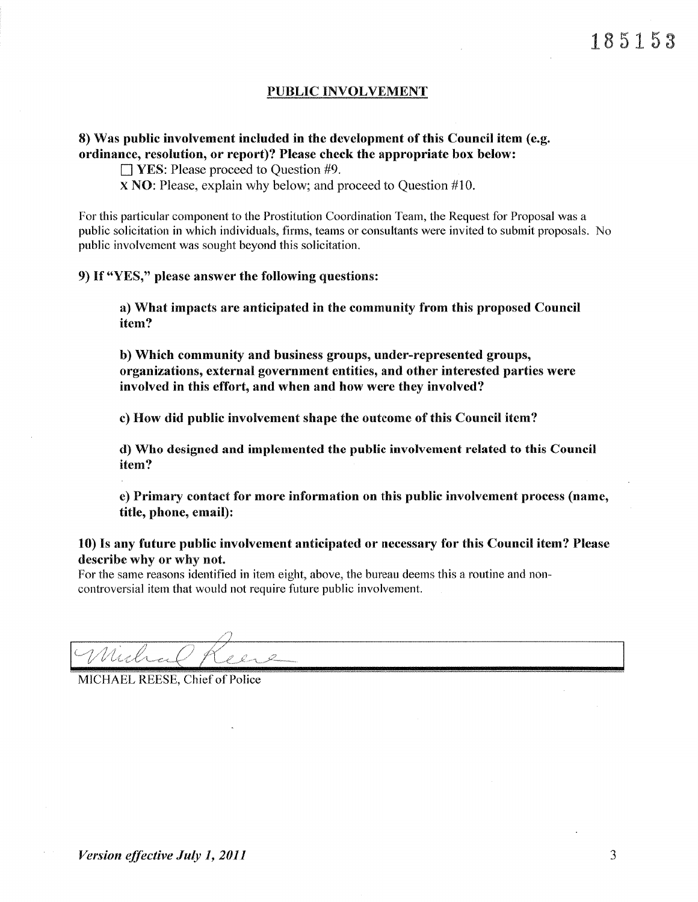185153

## PUBLIC INVOLVEMENT

**8) Was public involvement included in the development of this Council item (e.g. ordinance, resolution, or report)? Please check the appropriate box below:**

☐ **YES**: Please proceed to Question #9.

x **NO**: Please, explain why below; and proceed to Question #10.

For this particular component to the Prostitution Coordination Team, the Request for Proposal was a public solicitation in which individuals, firms, teams or consultants were invited to submit proposals. No public involvement was sought beyond this solicitation.

**9) If "YES," please answer the following questions:**

**a) What impacts are anticipated in the community from this proposed Council item?**

**b) Which community and business groups, under-represented groups, organizations, external government entities, and other interested parties were involved in this effort, and when and how were they involved?**

**c) How did public involvement shape the outcome of this Council item?**

**d) Who designed and implemented the public involvement related to this Council item?**

**e) Primary contact for more information on this public involvement process (name, title, phone, email):**

**10) Is any future public involvement anticipated or necessary for this Council item? Please describe why or why not.**

For the same reasons identified in item eight, above, the bureau deems this a routine and non-controversial item that would not require future public involvement.

Michael Reese

MICHAEL REESE, Chief of Police

*Version effective July 1, 2011*